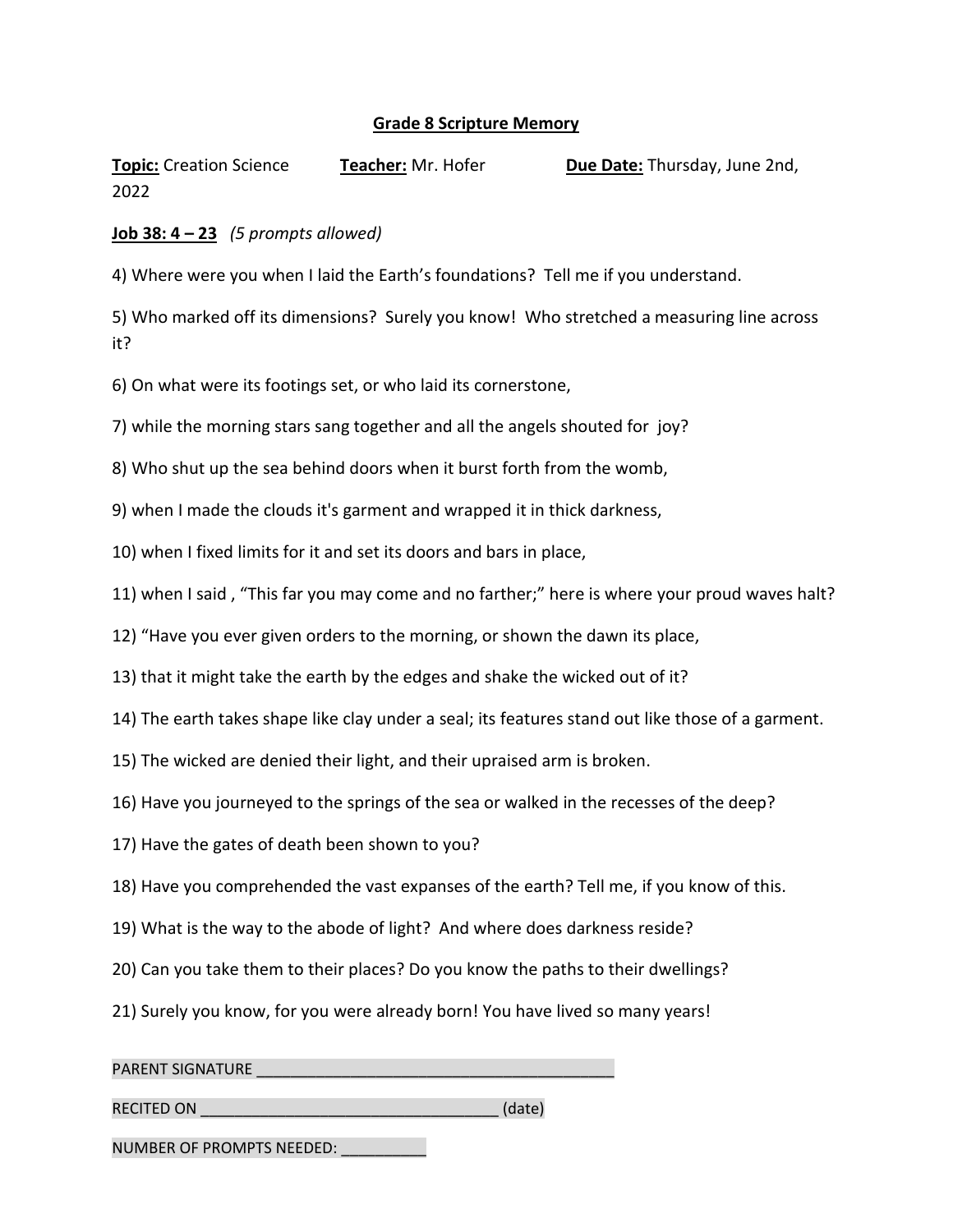# Grade 8 Scripture Memory

**Topic:** Creation Science **Teacher:** Mr. Hofer **Due Date:** Thursday, June 2nd, 2022

**Job 38: 4 – 23** *(5 prompts allowed)*

4) Where were you when I laid the Earth's foundations? Tell me if you understand.

5) Who marked off its dimensions? Surely you know! Who stretched a measuring line across it?

6) On what were its footings set, or who laid its cornerstone,

7) while the morning stars sang together and all the angels shouted for joy?

8) Who shut up the sea behind doors when it burst forth from the womb,

9) when I made the clouds it's garment and wrapped it in thick darkness,

10) when I fixed limits for it and set its doors and bars in place,

11) when I said , "This far you may come and no farther;" here is where your proud waves halt?

12) "Have you ever given orders to the morning, or shown the dawn its place,

13) that it might take the earth by the edges and shake the wicked out of it?

14) The earth takes shape like clay under a seal; its features stand out like those of a garment.

15) The wicked are denied their light, and their upraised arm is broken.

16) Have you journeyed to the springs of the sea or walked in the recesses of the deep?

17) Have the gates of death been shown to you?

18) Have you comprehended the vast expanses of the earth? Tell me, if you know of this.

19) What is the way to the abode of light? And where does darkness reside?

20) Can you take them to their places? Do you know the paths to their dwellings?

21) Surely you know, for you were already born! You have lived so many years!

PARENT SIGNATURE ________________________________________

RECITED ON __________________________________ (date)

NUMBER OF PROMPTS NEEDED: __________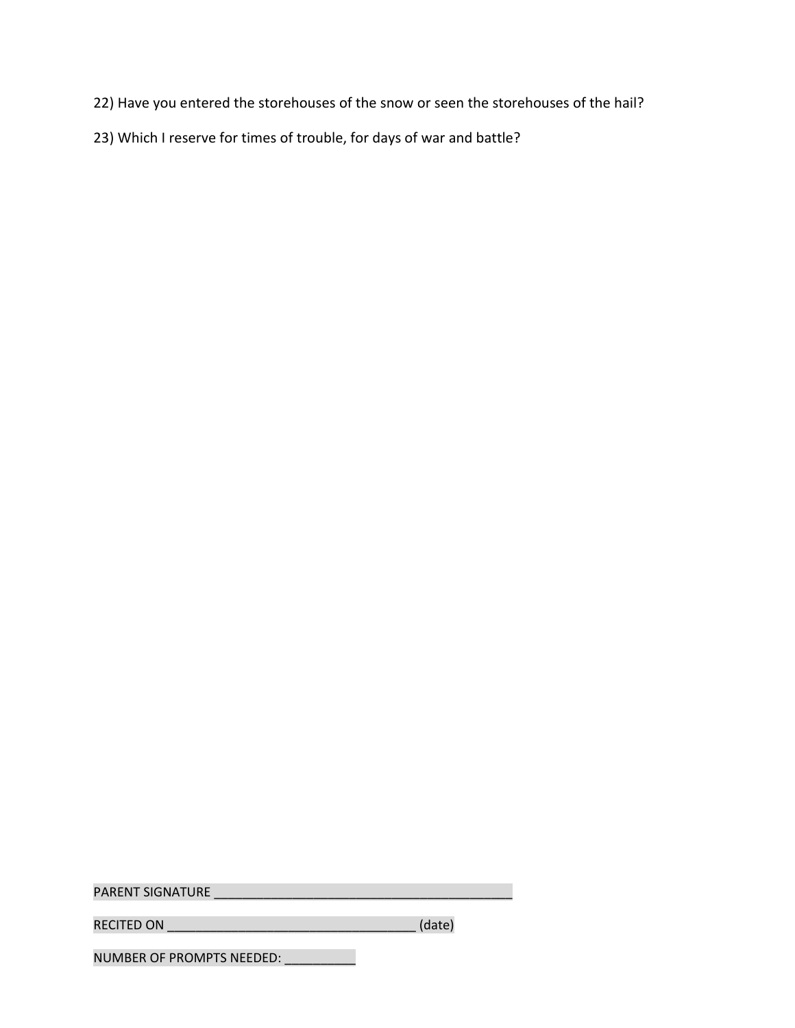22) Have you entered the storehouses of the snow or seen the storehouses of the hail?

23) Which I reserve for times of trouble, for days of war and battle?

PARENT SIGNATURE ________________________________________

RECITED ON _________________________________ (date)

NUMBER OF PROMPTS NEEDED: __________